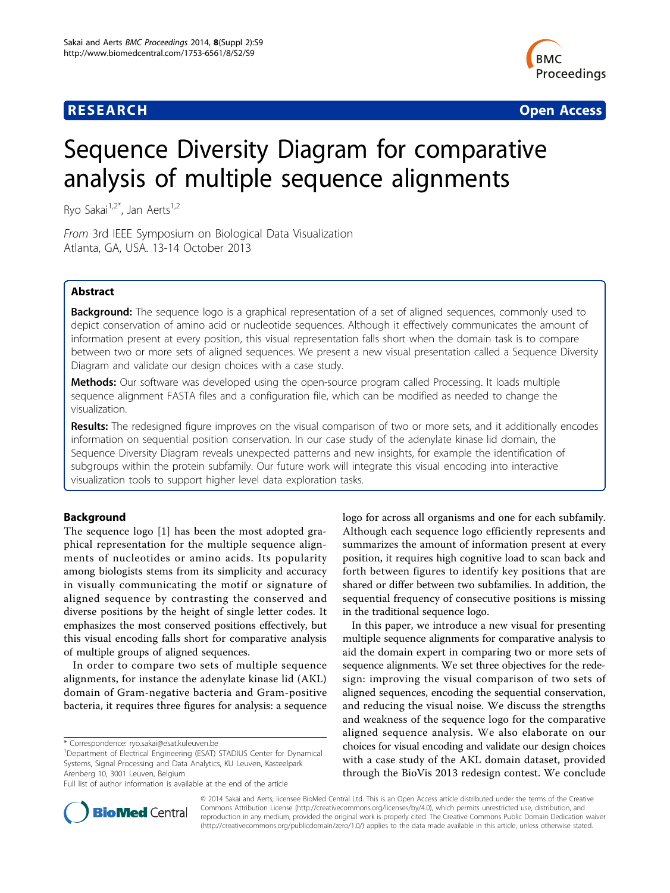**RESEARCH** **Open Access**

# Sequence Diversity Diagram for comparative analysis of multiple sequence alignments

Ryo Sakai[1,2*], Jan Aerts[1,2]

*From* 3rd IEEE Symposium on Biological Data Visualization
Atlanta, GA, USA. 13-14 October 2013

## Abstract

**Background:** The sequence logo is a graphical representation of a set of aligned sequences, commonly used to depict conservation of amino acid or nucleotide sequences. Although it effectively communicates the amount of information present at every position, this visual representation falls short when the domain task is to compare between two or more sets of aligned sequences. We present a new visual presentation called a Sequence Diversity Diagram and validate our design choices with a case study.

**Methods:** Our software was developed using the open-source program called Processing. It loads multiple sequence alignment FASTA files and a configuration file, which can be modified as needed to change the visualization.

**Results:** The redesigned figure improves on the visual comparison of two or more sets, and it additionally encodes information on sequential position conservation. In our case study of the adenylate kinase lid domain, the Sequence Diversity Diagram reveals unexpected patterns and new insights, for example the identification of subgroups within the protein subfamily. Our future work will integrate this visual encoding into interactive visualization tools to support higher level data exploration tasks.

## Background

The sequence logo [1] has been the most adopted graphical representation for the multiple sequence alignments of nucleotides or amino acids. Its popularity among biologists stems from its simplicity and accuracy in visually communicating the motif or signature of aligned sequence by contrasting the conserved and diverse positions by the height of single letter codes. It emphasizes the most conserved positions effectively, but this visual encoding falls short for comparative analysis of multiple groups of aligned sequences.

In order to compare two sets of multiple sequence alignments, for instance the adenylate kinase lid (AKL) domain of Gram-negative bacteria and Gram-positive bacteria, it requires three figures for analysis: a sequence logo for across all organisms and one for each subfamily. Although each sequence logo efficiently represents and summarizes the amount of information present at every position, it requires high cognitive load to scan back and forth between figures to identify key positions that are shared or differ between two subfamilies. In addition, the sequential frequency of consecutive positions is missing in the traditional sequence logo.

In this paper, we introduce a new visual for presenting multiple sequence alignments for comparative analysis to aid the domain expert in comparing two or more sets of sequence alignments. We set three objectives for the redesign: improving the visual comparison of two sets of aligned sequences, encoding the sequential conservation, and reducing the visual noise. We discuss the strengths and weakness of the sequence logo for the comparative aligned sequence analysis. We also elaborate on our choices for visual encoding and validate our design choices with a case study of the AKL domain dataset, provided through the BioVis 2013 redesign contest. We conclude

\* Correspondence: ryo.sakai@esat.kuleuven.be
[1]Department of Electrical Engineering (ESAT) STADIUS Center for Dynamical Systems, Signal Processing and Data Analytics, KU Leuven, Kasteelpark Arenberg 10, 3001 Leuven, Belgium
Full list of author information is available at the end of the article

© 2014 Sakai and Aerts; licensee BioMed Central Ltd. This is an Open Access article distributed under the terms of the Creative Commons Attribution License (http://creativecommons.org/licenses/by/4.0), which permits unrestricted use, distribution, and reproduction in any medium, provided the original work is properly cited. The Creative Commons Public Domain Dedication waiver (http://creativecommons.org/publicdomain/zero/1.0/) applies to the data made available in this article, unless otherwise stated.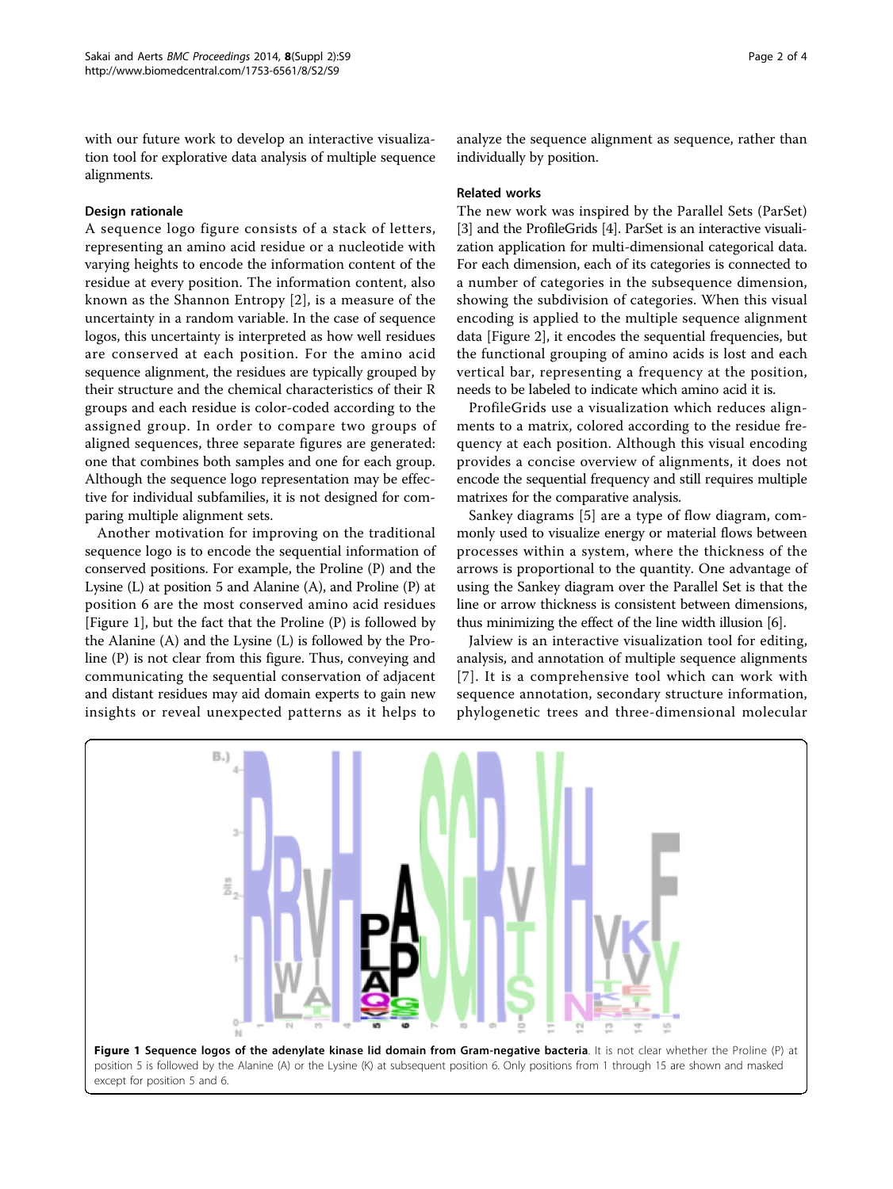with our future work to develop an interactive visualization tool for explorative data analysis of multiple sequence alignments.

### Design rationale

A sequence logo figure consists of a stack of letters, representing an amino acid residue or a nucleotide with varying heights to encode the information content of the residue at every position. The information content, also known as the Shannon Entropy [2], is a measure of the uncertainty in a random variable. In the case of sequence logos, this uncertainty is interpreted as how well residues are conserved at each position. For the amino acid sequence alignment, the residues are typically grouped by their structure and the chemical characteristics of their R groups and each residue is color-coded according to the assigned group. In order to compare two groups of aligned sequences, three separate figures are generated: one that combines both samples and one for each group. Although the sequence logo representation may be effective for individual subfamilies, it is not designed for comparing multiple alignment sets.

Another motivation for improving on the traditional sequence logo is to encode the sequential information of conserved positions. For example, the Proline (P) and the Lysine (L) at position 5 and Alanine (A), and Proline (P) at position 6 are the most conserved amino acid residues [Figure 1], but the fact that the Proline (P) is followed by the Alanine (A) and the Lysine (L) is followed by the Proline (P) is not clear from this figure. Thus, conveying and communicating the sequential conservation of adjacent and distant residues may aid domain experts to gain new insights or reveal unexpected patterns as it helps to analyze the sequence alignment as sequence, rather than individually by position.

### Related works

The new work was inspired by the Parallel Sets (ParSet) [3] and the ProfileGrids [4]. ParSet is an interactive visualization application for multi-dimensional categorical data. For each dimension, each of its categories is connected to a number of categories in the subsequence dimension, showing the subdivision of categories. When this visual encoding is applied to the multiple sequence alignment data [Figure 2], it encodes the sequential frequencies, but the functional grouping of amino acids is lost and each vertical bar, representing a frequency at the position, needs to be labeled to indicate which amino acid it is.

ProfileGrids use a visualization which reduces alignments to a matrix, colored according to the residue frequency at each position. Although this visual encoding provides a concise overview of alignments, it does not encode the sequential frequency and still requires multiple matrixes for the comparative analysis.

Sankey diagrams [5] are a type of flow diagram, commonly used to visualize energy or material flows between processes within a system, where the thickness of the arrows is proportional to the quantity. One advantage of using the Sankey diagram over the Parallel Set is that the line or arrow thickness is consistent between dimensions, thus minimizing the effect of the line width illusion [6].

Jalview is an interactive visualization tool for editing, analysis, and annotation of multiple sequence alignments [7]. It is a comprehensive tool which can work with sequence annotation, secondary structure information, phylogenetic trees and three-dimensional molecular

**Figure 1 Sequence logos of the adenylate kinase lid domain from Gram-negative bacteria**. It is not clear whether the Proline (P) at position 5 is followed by the Alanine (A) or the Lysine (K) at subsequent position 6. Only positions from 1 through 15 are shown and masked except for position 5 and 6.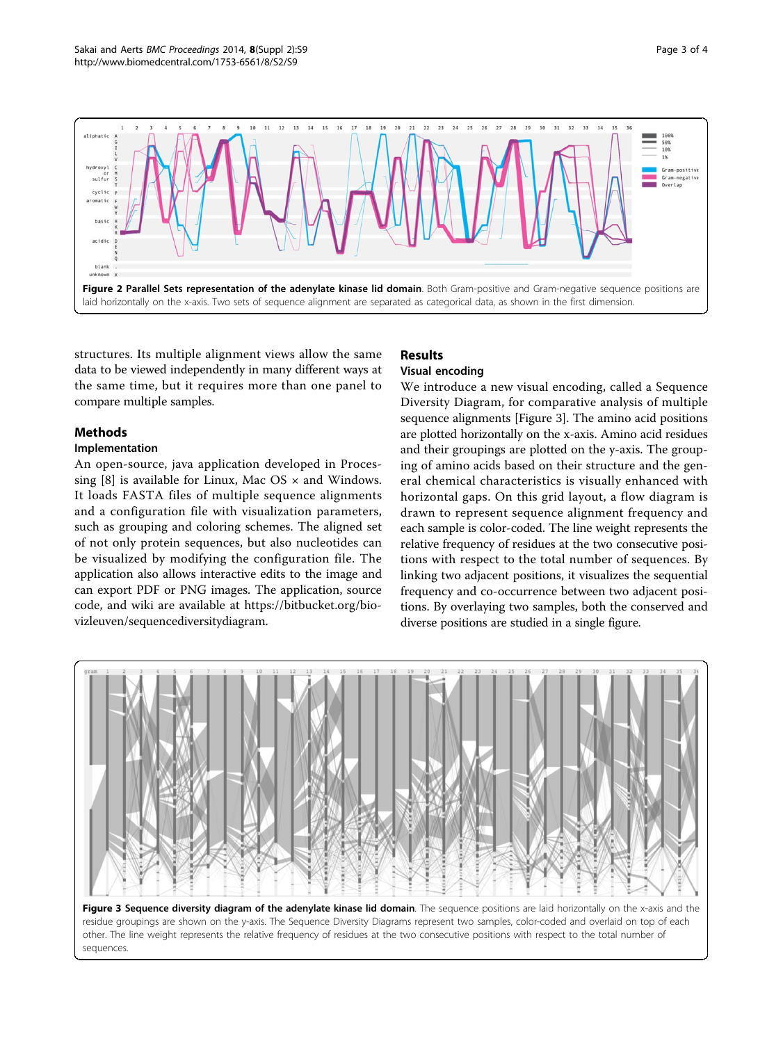**Figure 2 Parallel Sets representation of the adenylate kinase lid domain**. Both Gram-positive and Gram-negative sequence positions are laid horizontally on the x-axis. Two sets of sequence alignment are separated as categorical data, as shown in the first dimension.

structures. Its multiple alignment views allow the same data to be viewed independently in many different ways at the same time, but it requires more than one panel to compare multiple samples.

## Methods

### Implementation

An open-source, java application developed in Processing [8] is available for Linux, Mac OS × and Windows. It loads FASTA files of multiple sequence alignments and a configuration file with visualization parameters, such as grouping and coloring schemes. The aligned set of not only protein sequences, but also nucleotides can be visualized by modifying the configuration file. The application also allows interactive edits to the image and can export PDF or PNG images. The application, source code, and wiki are available at https://bitbucket.org/biovizleuven/sequencediversitydiagram.

## Results

### Visual encoding

We introduce a new visual encoding, called a Sequence Diversity Diagram, for comparative analysis of multiple sequence alignments [Figure 3]. The amino acid positions are plotted horizontally on the x-axis. Amino acid residues and their groupings are plotted on the y-axis. The grouping of amino acids based on their structure and the general chemical characteristics is visually enhanced with horizontal gaps. On this grid layout, a flow diagram is drawn to represent sequence alignment frequency and each sample is color-coded. The line weight represents the relative frequency of residues at the two consecutive positions with respect to the total number of sequences. By linking two adjacent positions, it visualizes the sequential frequency and co-occurrence between two adjacent positions. By overlaying two samples, both the conserved and diverse positions are studied in a single figure.

**Figure 3 Sequence diversity diagram of the adenylate kinase lid domain**. The sequence positions are laid horizontally on the x-axis and the residue groupings are shown on the y-axis. The Sequence Diversity Diagrams represent two samples, color-coded and overlaid on top of each other. The line weight represents the relative frequency of residues at the two consecutive positions with respect to the total number of sequences.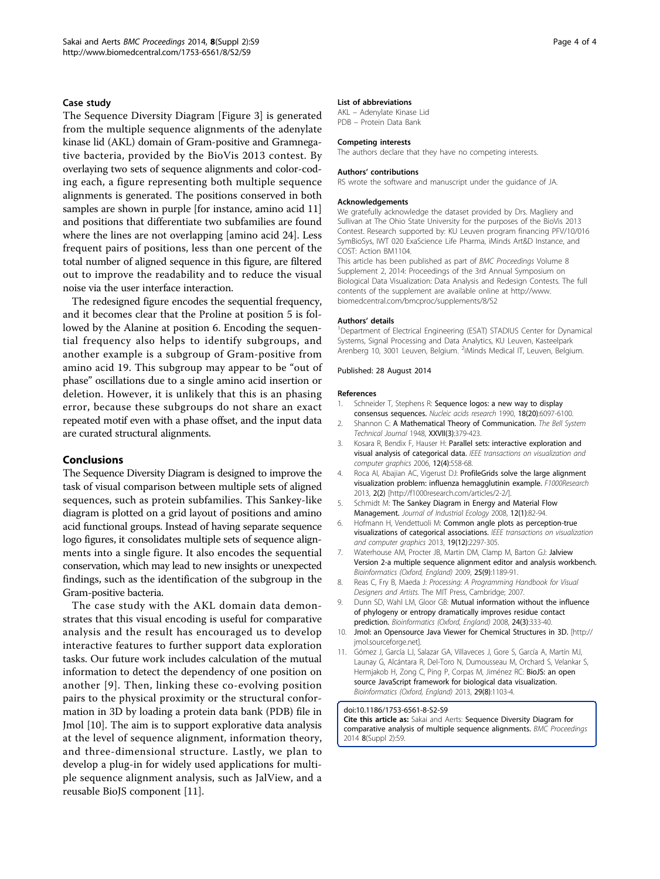### Case study

The Sequence Diversity Diagram [Figure 3] is generated from the multiple sequence alignments of the adenylate kinase lid (AKL) domain of Gram-positive and Gramnegative bacteria, provided by the BioVis 2013 contest. By overlaying two sets of sequence alignments and color-coding each, a figure representing both multiple sequence alignments is generated. The positions conserved in both samples are shown in purple [for instance, amino acid 11] and positions that differentiate two subfamilies are found where the lines are not overlapping [amino acid 24]. Less frequent pairs of positions, less than one percent of the total number of aligned sequence in this figure, are filtered out to improve the readability and to reduce the visual noise via the user interface interaction.

The redesigned figure encodes the sequential frequency, and it becomes clear that the Proline at position 5 is followed by the Alanine at position 6. Encoding the sequential frequency also helps to identify subgroups, and another example is a subgroup of Gram-positive from amino acid 19. This subgroup may appear to be "out of phase" oscillations due to a single amino acid insertion or deletion. However, it is unlikely that this is an phasing error, because these subgroups do not share an exact repeated motif even with a phase offset, and the input data are curated structural alignments.

## Conclusions

The Sequence Diversity Diagram is designed to improve the task of visual comparison between multiple sets of aligned sequences, such as protein subfamilies. This Sankey-like diagram is plotted on a grid layout of positions and amino acid functional groups. Instead of having separate sequence logo figures, it consolidates multiple sets of sequence alignments into a single figure. It also encodes the sequential conservation, which may lead to new insights or unexpected findings, such as the identification of the subgroup in the Gram-positive bacteria.

The case study with the AKL domain data demonstrates that this visual encoding is useful for comparative analysis and the result has encouraged us to develop interactive features to further support data exploration tasks. Our future work includes calculation of the mutual information to detect the dependency of one position on another [9]. Then, linking these co-evolving position pairs to the physical proximity or the structural conformation in 3D by loading a protein data bank (PDB) file in Jmol [10]. The aim is to support explorative data analysis at the level of sequence alignment, information theory, and three-dimensional structure. Lastly, we plan to develop a plug-in for widely used applications for multiple sequence alignment analysis, such as JalView, and a reusable BioJS component [11].

#### List of abbreviations

AKL – Adenylate Kinase Lid
PDB – Protein Data Bank

#### Competing interests

The authors declare that they have no competing interests.

#### Authors' contributions

RS wrote the software and manuscript under the guidance of JA.

#### Acknowledgements

We gratefully acknowledge the dataset provided by Drs. Magliery and Sullivan at The Ohio State University for the purposes of the BioVis 2013 Contest. Research supported by: KU Leuven program financing PFV/10/016 SymBioSys, IWT 020 ExaScience Life Pharma, iMinds Art&D Instance, and COST: Action BM1104.

This article has been published as part of *BMC Proceedings* Volume 8 Supplement 2, 2014: Proceedings of the 3rd Annual Symposium on Biological Data Visualization: Data Analysis and Redesign Contests. The full contents of the supplement are available online at http://www.biomedcentral.com/bmcproc/supplements/8/S2

#### Authors' details

[1]Department of Electrical Engineering (ESAT) STADIUS Center for Dynamical Systems, Signal Processing and Data Analytics, KU Leuven, Kasteelpark Arenberg 10, 3001 Leuven, Belgium. [2]iMinds Medical IT, Leuven, Belgium.

Published: 28 August 2014

#### References

1. Schneider T, Stephens R: **Sequence logos: a new way to display consensus sequences.** *Nucleic acids research* 1990, **18(20)**:6097-6100.
2. Shannon C: **A Mathematical Theory of Communication.** *The Bell System Technical Journal* 1948, **XXVII(3)**:379-423.
3. Kosara R, Bendix F, Hauser H: **Parallel sets: interactive exploration and visual analysis of categorical data.** *IEEE transactions on visualization and computer graphics* 2006, **12(4)**:558-68.
4. Roca AI, Abajian AC, Vigerust DJ: **ProfileGrids solve the large alignment visualization problem: influenza hemagglutinin example.** *F1000Research* 2013, **2(2)** [http://f1000research.com/articles/2-2/].
5. Schmidt M: **The Sankey Diagram in Energy and Material Flow Management.** *Journal of Industrial Ecology* 2008, **12(1)**:82-94.
6. Hofmann H, Vendettuoli M: **Common angle plots as perception-true visualizations of categorical associations.** *IEEE transactions on visualization and computer graphics* 2013, **19(12)**:2297-305.
7. Waterhouse AM, Procter JB, Martin DM, Clamp M, Barton GJ: **Jalview Version 2-a multiple sequence alignment editor and analysis workbench.** *Bioinformatics (Oxford, England)* 2009, **25(9)**:1189-91.
8. Reas C, Fry B, Maeda J: *Processing: A Programming Handbook for Visual Designers and Artists.* The MIT Press, Cambridge; 2007.
9. Dunn SD, Wahl LM, Gloor GB: **Mutual information without the influence of phylogeny or entropy dramatically improves residue contact prediction.** *Bioinformatics (Oxford, England)* 2008, **24(3)**:333-40.
10. **Jmol: an Opensource Java Viewer for Chemical Structures in 3D.** [http://jmol.sourceforge.net].
11. Gómez J, García LJ, Salazar GA, Villaveces J, Gore S, García A, Martín MJ, Launay G, Alcántara R, Del-Toro N, Dumousseau M, Orchard S, Velankar S, Hermjakob H, Zong C, Ping P, Corpas M, Jiménez RC: **BioJS: an open source JavaScript framework for biological data visualization.** *Bioinformatics (Oxford, England)* 2013, **29(8)**:1103-4.

doi:10.1186/1753-6561-8-S2-S9

**Cite this article as:** Sakai and Aerts: Sequence Diversity Diagram for comparative analysis of multiple sequence alignments. *BMC Proceedings* 2014 **8**(Suppl 2):S9.